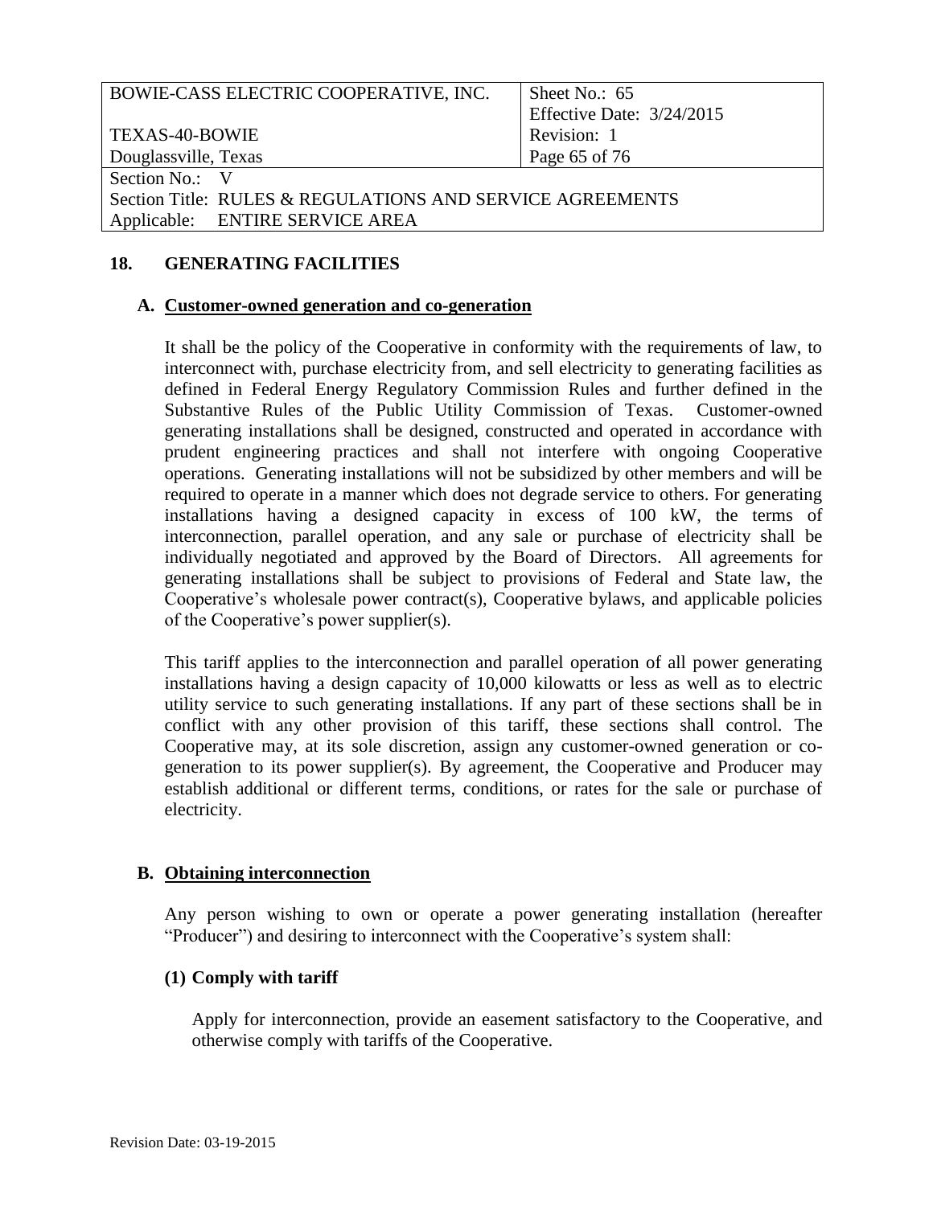## 18. GENERATING FACILITIES

### A. Customer-owned generation and co-generation

It shall be the policy of the Cooperative in conformity with the requirements of law, to interconnect with, purchase electricity from, and sell electricity to generating facilities as defined in Federal Energy Regulatory Commission Rules and further defined in the Substantive Rules of the Public Utility Commission of Texas. Customer-owned generating installations shall be designed, constructed and operated in accordance with prudent engineering practices and shall not interfere with ongoing Cooperative operations. Generating installations will not be subsidized by other members and will be required to operate in a manner which does not degrade service to others. For generating installations having a designed capacity in excess of 100 kW, the terms of interconnection, parallel operation, and any sale or purchase of electricity shall be individually negotiated and approved by the Board of Directors. All agreements for generating installations shall be subject to provisions of Federal and State law, the Cooperative's wholesale power contract(s), Cooperative bylaws, and applicable policies of the Cooperative's power supplier(s).

This tariff applies to the interconnection and parallel operation of all power generating installations having a design capacity of 10,000 kilowatts or less as well as to electric utility service to such generating installations. If any part of these sections shall be in conflict with any other provision of this tariff, these sections shall control. The Cooperative may, at its sole discretion, assign any customer-owned generation or co-generation to its power supplier(s). By agreement, the Cooperative and Producer may establish additional or different terms, conditions, or rates for the sale or purchase of electricity.

### B. Obtaining interconnection

Any person wishing to own or operate a power generating installation (hereafter "Producer") and desiring to interconnect with the Cooperative's system shall:

#### (1) Comply with tariff

Apply for interconnection, provide an easement satisfactory to the Cooperative, and otherwise comply with tariffs of the Cooperative.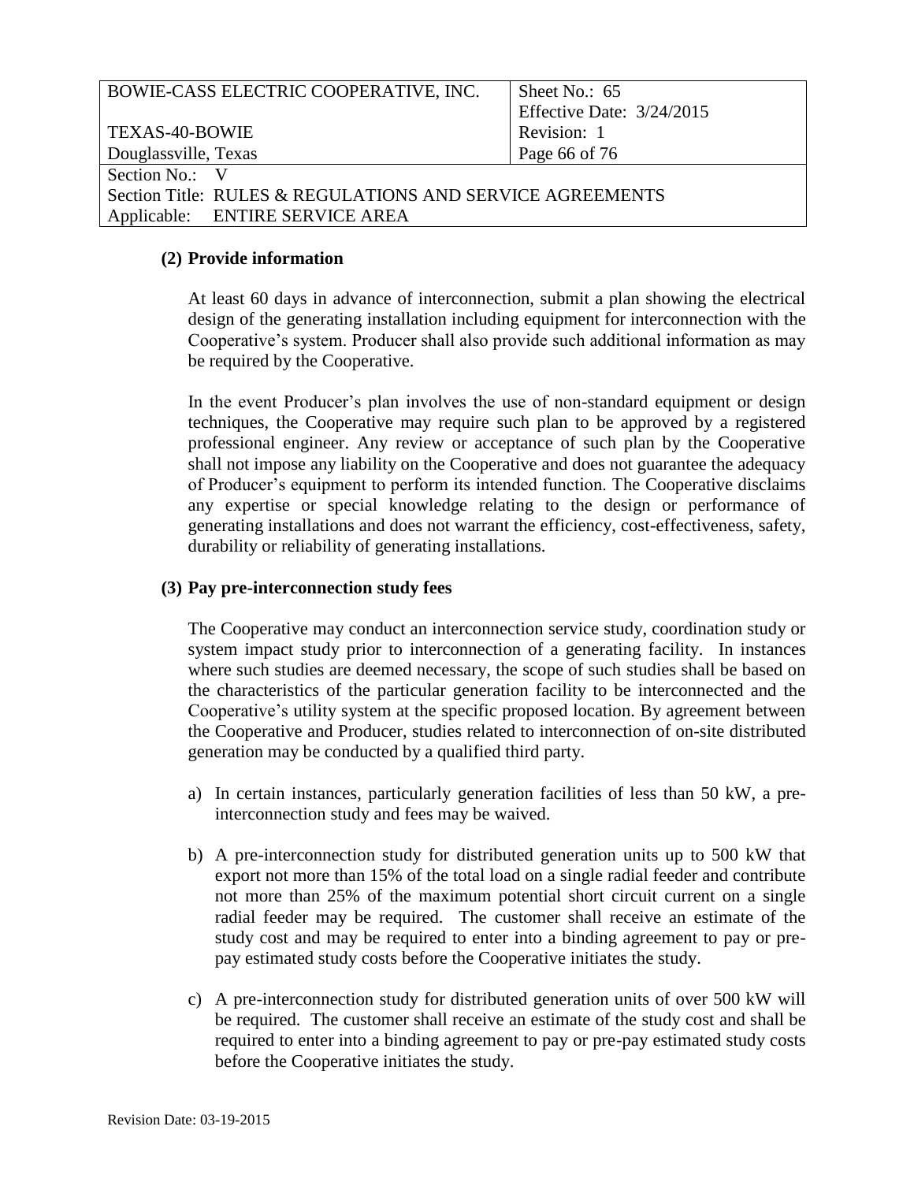**(2) Provide information**

At least 60 days in advance of interconnection, submit a plan showing the electrical design of the generating installation including equipment for interconnection with the Cooperative's system. Producer shall also provide such additional information as may be required by the Cooperative.

In the event Producer's plan involves the use of non-standard equipment or design techniques, the Cooperative may require such plan to be approved by a registered professional engineer. Any review or acceptance of such plan by the Cooperative shall not impose any liability on the Cooperative and does not guarantee the adequacy of Producer's equipment to perform its intended function. The Cooperative disclaims any expertise or special knowledge relating to the design or performance of generating installations and does not warrant the efficiency, cost-effectiveness, safety, durability or reliability of generating installations.

**(3) Pay pre-interconnection study fees**

The Cooperative may conduct an interconnection service study, coordination study or system impact study prior to interconnection of a generating facility. In instances where such studies are deemed necessary, the scope of such studies shall be based on the characteristics of the particular generation facility to be interconnected and the Cooperative's utility system at the specific proposed location. By agreement between the Cooperative and Producer, studies related to interconnection of on-site distributed generation may be conducted by a qualified third party.

a) In certain instances, particularly generation facilities of less than 50 kW, a pre-interconnection study and fees may be waived.

b) A pre-interconnection study for distributed generation units up to 500 kW that export not more than 15% of the total load on a single radial feeder and contribute not more than 25% of the maximum potential short circuit current on a single radial feeder may be required. The customer shall receive an estimate of the study cost and may be required to enter into a binding agreement to pay or pre-pay estimated study costs before the Cooperative initiates the study.

c) A pre-interconnection study for distributed generation units of over 500 kW will be required. The customer shall receive an estimate of the study cost and shall be required to enter into a binding agreement to pay or pre-pay estimated study costs before the Cooperative initiates the study.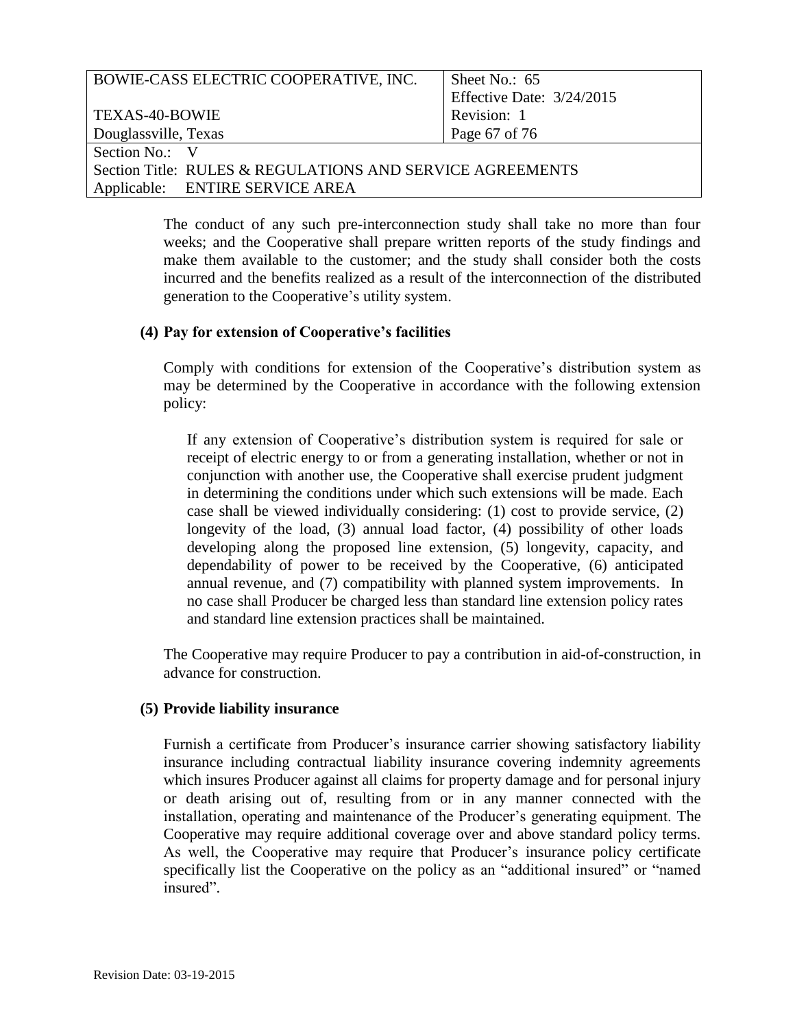The conduct of any such pre-interconnection study shall take no more than four weeks; and the Cooperative shall prepare written reports of the study findings and make them available to the customer; and the study shall consider both the costs incurred and the benefits realized as a result of the interconnection of the distributed generation to the Cooperative's utility system.

**(4) Pay for extension of Cooperative's facilities**

Comply with conditions for extension of the Cooperative's distribution system as may be determined by the Cooperative in accordance with the following extension policy:

> If any extension of Cooperative's distribution system is required for sale or receipt of electric energy to or from a generating installation, whether or not in conjunction with another use, the Cooperative shall exercise prudent judgment in determining the conditions under which such extensions will be made. Each case shall be viewed individually considering: (1) cost to provide service, (2) longevity of the load, (3) annual load factor, (4) possibility of other loads developing along the proposed line extension, (5) longevity, capacity, and dependability of power to be received by the Cooperative, (6) anticipated annual revenue, and (7) compatibility with planned system improvements. In no case shall Producer be charged less than standard line extension policy rates and standard line extension practices shall be maintained.

The Cooperative may require Producer to pay a contribution in aid-of-construction, in advance for construction.

**(5) Provide liability insurance**

Furnish a certificate from Producer's insurance carrier showing satisfactory liability insurance including contractual liability insurance covering indemnity agreements which insures Producer against all claims for property damage and for personal injury or death arising out of, resulting from or in any manner connected with the installation, operating and maintenance of the Producer's generating equipment. The Cooperative may require additional coverage over and above standard policy terms. As well, the Cooperative may require that Producer's insurance policy certificate specifically list the Cooperative on the policy as an "additional insured" or "named insured".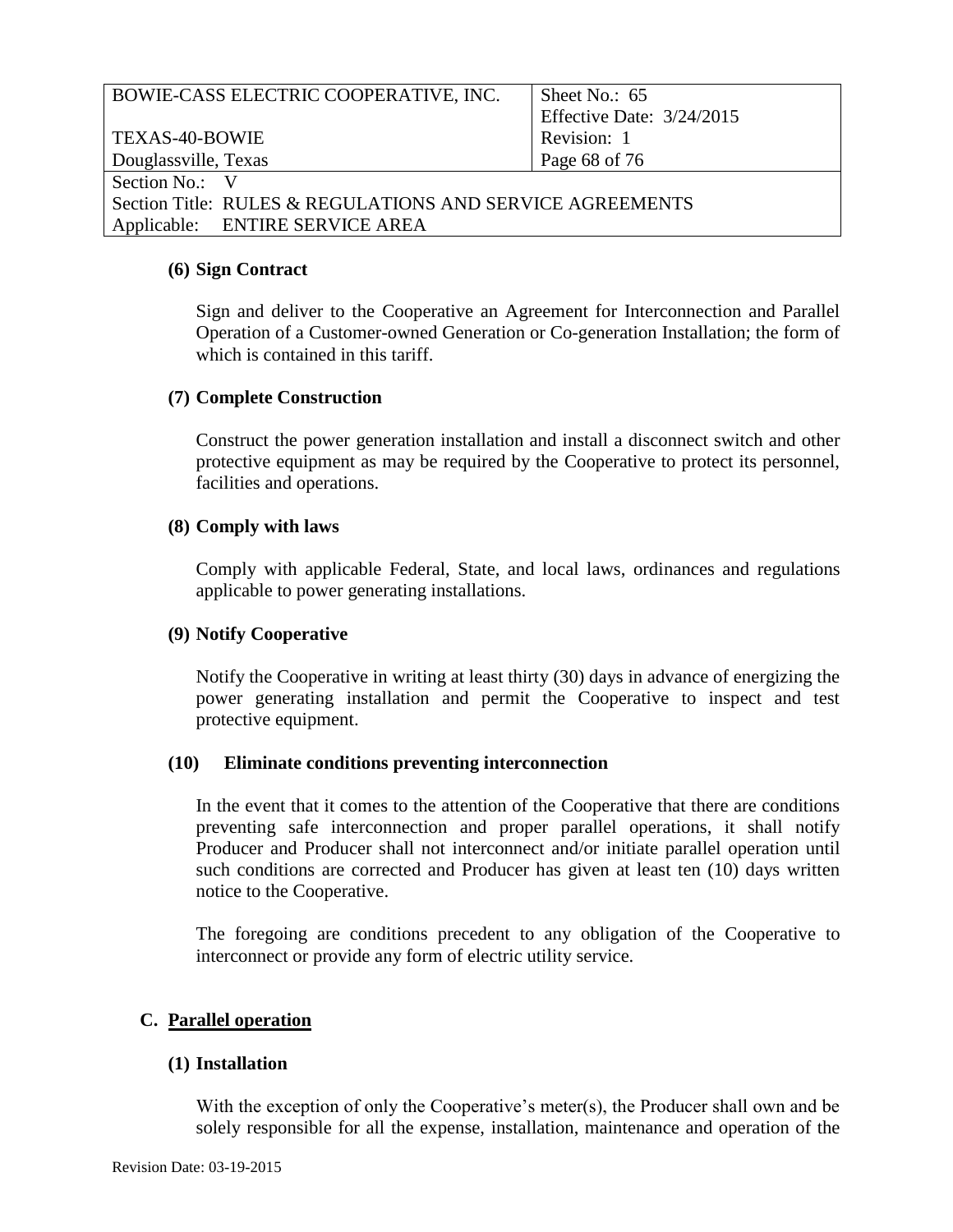**(6) Sign Contract**

Sign and deliver to the Cooperative an Agreement for Interconnection and Parallel Operation of a Customer-owned Generation or Co-generation Installation; the form of which is contained in this tariff.

**(7) Complete Construction**

Construct the power generation installation and install a disconnect switch and other protective equipment as may be required by the Cooperative to protect its personnel, facilities and operations.

**(8) Comply with laws**

Comply with applicable Federal, State, and local laws, ordinances and regulations applicable to power generating installations.

**(9) Notify Cooperative**

Notify the Cooperative in writing at least thirty (30) days in advance of energizing the power generating installation and permit the Cooperative to inspect and test protective equipment.

**(10) Eliminate conditions preventing interconnection**

In the event that it comes to the attention of the Cooperative that there are conditions preventing safe interconnection and proper parallel operations, it shall notify Producer and Producer shall not interconnect and/or initiate parallel operation until such conditions are corrected and Producer has given at least ten (10) days written notice to the Cooperative.

The foregoing are conditions precedent to any obligation of the Cooperative to interconnect or provide any form of electric utility service.

## C. Parallel operation

**(1) Installation**

With the exception of only the Cooperative's meter(s), the Producer shall own and be solely responsible for all the expense, installation, maintenance and operation of the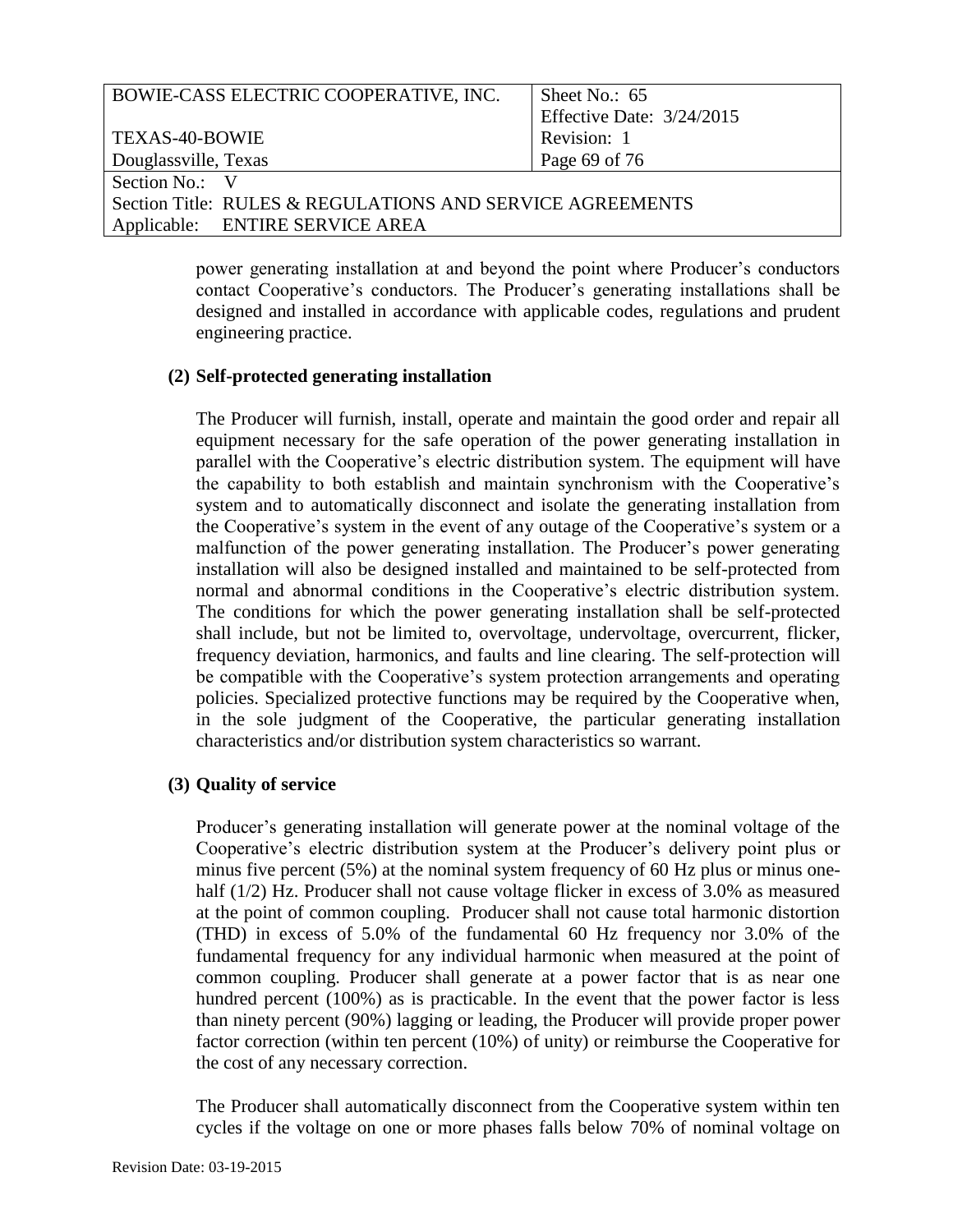power generating installation at and beyond the point where Producer's conductors contact Cooperative's conductors. The Producer's generating installations shall be designed and installed in accordance with applicable codes, regulations and prudent engineering practice.

**(2) Self-protected generating installation**

The Producer will furnish, install, operate and maintain the good order and repair all equipment necessary for the safe operation of the power generating installation in parallel with the Cooperative's electric distribution system. The equipment will have the capability to both establish and maintain synchronism with the Cooperative's system and to automatically disconnect and isolate the generating installation from the Cooperative's system in the event of any outage of the Cooperative's system or a malfunction of the power generating installation. The Producer's power generating installation will also be designed installed and maintained to be self-protected from normal and abnormal conditions in the Cooperative's electric distribution system. The conditions for which the power generating installation shall be self-protected shall include, but not be limited to, overvoltage, undervoltage, overcurrent, flicker, frequency deviation, harmonics, and faults and line clearing. The self-protection will be compatible with the Cooperative's system protection arrangements and operating policies. Specialized protective functions may be required by the Cooperative when, in the sole judgment of the Cooperative, the particular generating installation characteristics and/or distribution system characteristics so warrant.

**(3) Quality of service**

Producer's generating installation will generate power at the nominal voltage of the Cooperative's electric distribution system at the Producer's delivery point plus or minus five percent (5%) at the nominal system frequency of 60 Hz plus or minus one-half (1/2) Hz. Producer shall not cause voltage flicker in excess of 3.0% as measured at the point of common coupling. Producer shall not cause total harmonic distortion (THD) in excess of 5.0% of the fundamental 60 Hz frequency nor 3.0% of the fundamental frequency for any individual harmonic when measured at the point of common coupling. Producer shall generate at a power factor that is as near one hundred percent (100%) as is practicable. In the event that the power factor is less than ninety percent (90%) lagging or leading, the Producer will provide proper power factor correction (within ten percent (10%) of unity) or reimburse the Cooperative for the cost of any necessary correction.

The Producer shall automatically disconnect from the Cooperative system within ten cycles if the voltage on one or more phases falls below 70% of nominal voltage on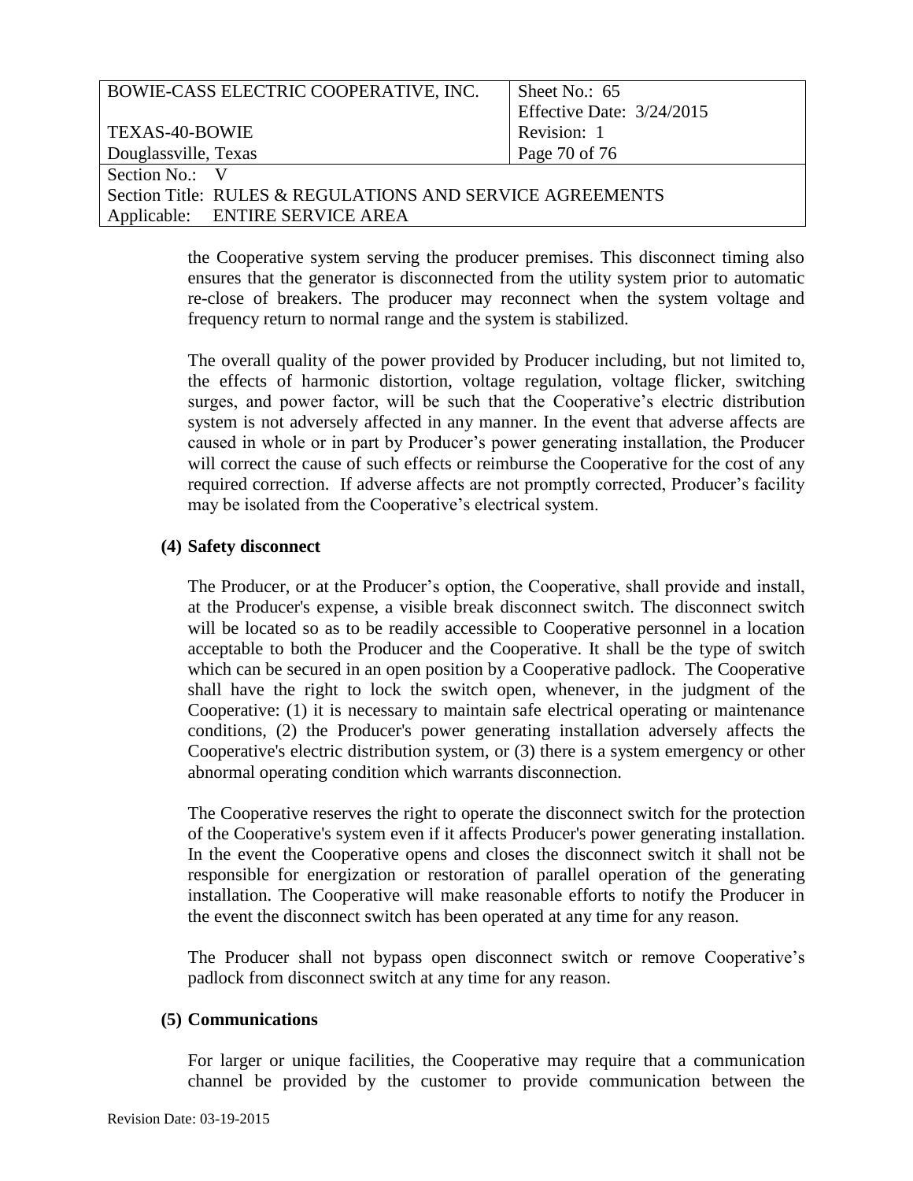the Cooperative system serving the producer premises. This disconnect timing also ensures that the generator is disconnected from the utility system prior to automatic re-close of breakers. The producer may reconnect when the system voltage and frequency return to normal range and the system is stabilized.

The overall quality of the power provided by Producer including, but not limited to, the effects of harmonic distortion, voltage regulation, voltage flicker, switching surges, and power factor, will be such that the Cooperative's electric distribution system is not adversely affected in any manner. In the event that adverse affects are caused in whole or in part by Producer's power generating installation, the Producer will correct the cause of such effects or reimburse the Cooperative for the cost of any required correction. If adverse affects are not promptly corrected, Producer's facility may be isolated from the Cooperative's electrical system.

**(4) Safety disconnect**

The Producer, or at the Producer's option, the Cooperative, shall provide and install, at the Producer's expense, a visible break disconnect switch. The disconnect switch will be located so as to be readily accessible to Cooperative personnel in a location acceptable to both the Producer and the Cooperative. It shall be the type of switch which can be secured in an open position by a Cooperative padlock. The Cooperative shall have the right to lock the switch open, whenever, in the judgment of the Cooperative: (1) it is necessary to maintain safe electrical operating or maintenance conditions, (2) the Producer's power generating installation adversely affects the Cooperative's electric distribution system, or (3) there is a system emergency or other abnormal operating condition which warrants disconnection.

The Cooperative reserves the right to operate the disconnect switch for the protection of the Cooperative's system even if it affects Producer's power generating installation. In the event the Cooperative opens and closes the disconnect switch it shall not be responsible for energization or restoration of parallel operation of the generating installation. The Cooperative will make reasonable efforts to notify the Producer in the event the disconnect switch has been operated at any time for any reason.

The Producer shall not bypass open disconnect switch or remove Cooperative's padlock from disconnect switch at any time for any reason.

**(5) Communications**

For larger or unique facilities, the Cooperative may require that a communication channel be provided by the customer to provide communication between the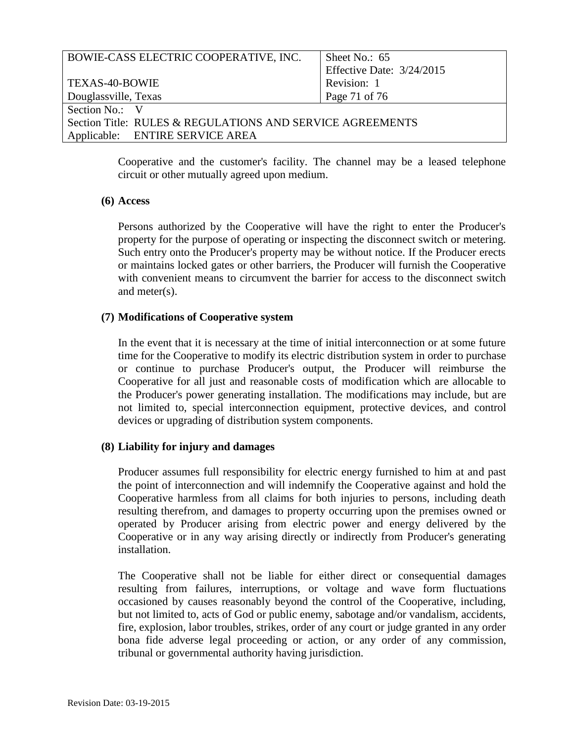Cooperative and the customer's facility. The channel may be a leased telephone circuit or other mutually agreed upon medium.

**(6) Access**

Persons authorized by the Cooperative will have the right to enter the Producer's property for the purpose of operating or inspecting the disconnect switch or metering. Such entry onto the Producer's property may be without notice. If the Producer erects or maintains locked gates or other barriers, the Producer will furnish the Cooperative with convenient means to circumvent the barrier for access to the disconnect switch and meter(s).

**(7) Modifications of Cooperative system**

In the event that it is necessary at the time of initial interconnection or at some future time for the Cooperative to modify its electric distribution system in order to purchase or continue to purchase Producer's output, the Producer will reimburse the Cooperative for all just and reasonable costs of modification which are allocable to the Producer's power generating installation. The modifications may include, but are not limited to, special interconnection equipment, protective devices, and control devices or upgrading of distribution system components.

**(8) Liability for injury and damages**

Producer assumes full responsibility for electric energy furnished to him at and past the point of interconnection and will indemnify the Cooperative against and hold the Cooperative harmless from all claims for both injuries to persons, including death resulting therefrom, and damages to property occurring upon the premises owned or operated by Producer arising from electric power and energy delivered by the Cooperative or in any way arising directly or indirectly from Producer's generating installation.

The Cooperative shall not be liable for either direct or consequential damages resulting from failures, interruptions, or voltage and wave form fluctuations occasioned by causes reasonably beyond the control of the Cooperative, including, but not limited to, acts of God or public enemy, sabotage and/or vandalism, accidents, fire, explosion, labor troubles, strikes, order of any court or judge granted in any order bona fide adverse legal proceeding or action, or any order of any commission, tribunal or governmental authority having jurisdiction.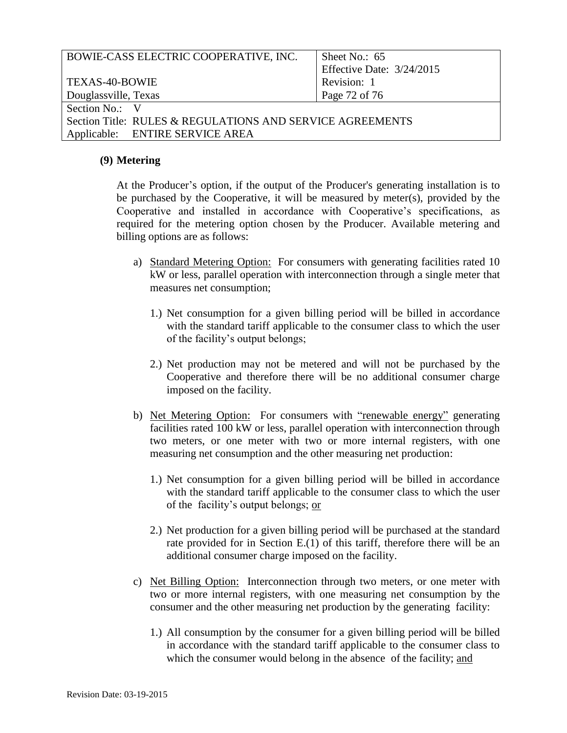**(9) Metering**

At the Producer's option, if the output of the Producer's generating installation is to be purchased by the Cooperative, it will be measured by meter(s), provided by the Cooperative and installed in accordance with Cooperative's specifications, as required for the metering option chosen by the Producer. Available metering and billing options are as follows:

a) <u>Standard Metering Option:</u> For consumers with generating facilities rated 10 kW or less, parallel operation with interconnection through a single meter that measures net consumption;

   1.) Net consumption for a given billing period will be billed in accordance with the standard tariff applicable to the consumer class to which the user of the facility's output belongs;

   2.) Net production may not be metered and will not be purchased by the Cooperative and therefore there will be no additional consumer charge imposed on the facility.

b) <u>Net Metering Option:</u> For consumers with <u>"renewable energy"</u> generating facilities rated 100 kW or less, parallel operation with interconnection through two meters, or one meter with two or more internal registers, with one measuring net consumption and the other measuring net production:

   1.) Net consumption for a given billing period will be billed in accordance with the standard tariff applicable to the consumer class to which the user of the facility's output belongs; <u>or</u>

   2.) Net production for a given billing period will be purchased at the standard rate provided for in Section E.(1) of this tariff, therefore there will be an additional consumer charge imposed on the facility.

c) <u>Net Billing Option:</u> Interconnection through two meters, or one meter with two or more internal registers, with one measuring net consumption by the consumer and the other measuring net production by the generating facility:

   1.) All consumption by the consumer for a given billing period will be billed in accordance with the standard tariff applicable to the consumer class to which the consumer would belong in the absence of the facility; <u>and</u>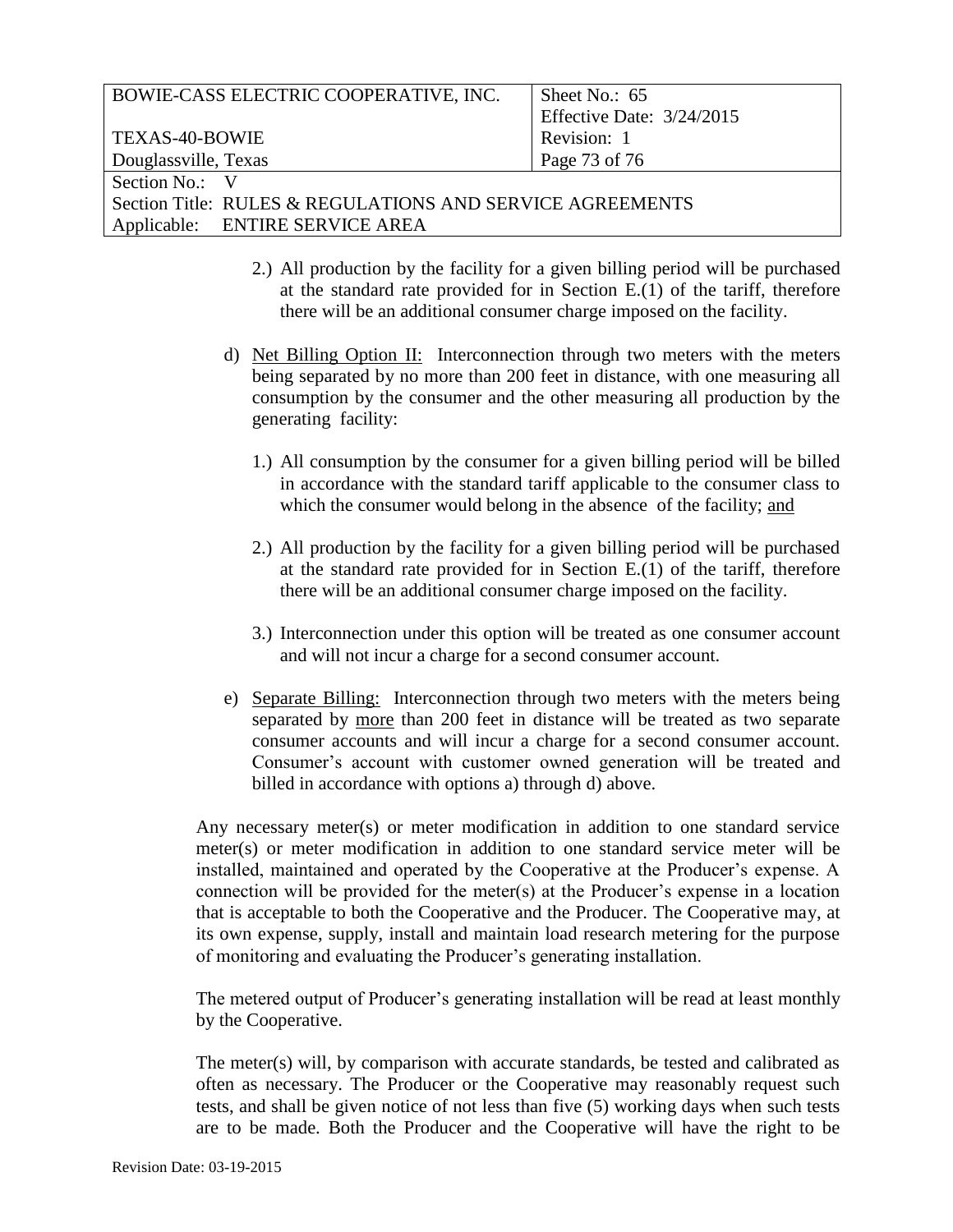2.) All production by the facility for a given billing period will be purchased at the standard rate provided for in Section E.(1) of the tariff, therefore there will be an additional consumer charge imposed on the facility.

d) Net Billing Option II: Interconnection through two meters with the meters being separated by no more than 200 feet in distance, with one measuring all consumption by the consumer and the other measuring all production by the generating facility:

1.) All consumption by the consumer for a given billing period will be billed in accordance with the standard tariff applicable to the consumer class to which the consumer would belong in the absence of the facility; and

2.) All production by the facility for a given billing period will be purchased at the standard rate provided for in Section E.(1) of the tariff, therefore there will be an additional consumer charge imposed on the facility.

3.) Interconnection under this option will be treated as one consumer account and will not incur a charge for a second consumer account.

e) Separate Billing: Interconnection through two meters with the meters being separated by more than 200 feet in distance will be treated as two separate consumer accounts and will incur a charge for a second consumer account. Consumer's account with customer owned generation will be treated and billed in accordance with options a) through d) above.

Any necessary meter(s) or meter modification in addition to one standard service meter(s) or meter modification in addition to one standard service meter will be installed, maintained and operated by the Cooperative at the Producer's expense. A connection will be provided for the meter(s) at the Producer's expense in a location that is acceptable to both the Cooperative and the Producer. The Cooperative may, at its own expense, supply, install and maintain load research metering for the purpose of monitoring and evaluating the Producer's generating installation.

The metered output of Producer's generating installation will be read at least monthly by the Cooperative.

The meter(s) will, by comparison with accurate standards, be tested and calibrated as often as necessary. The Producer or the Cooperative may reasonably request such tests, and shall be given notice of not less than five (5) working days when such tests are to be made. Both the Producer and the Cooperative will have the right to be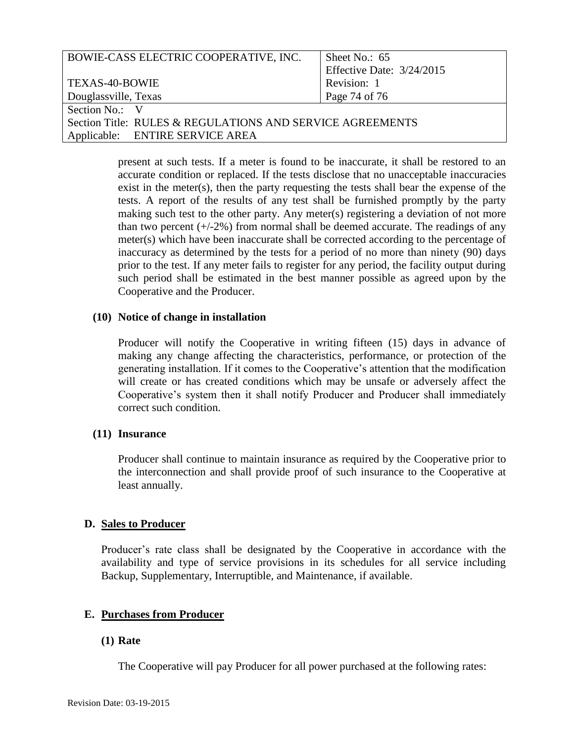present at such tests. If a meter is found to be inaccurate, it shall be restored to an accurate condition or replaced. If the tests disclose that no unacceptable inaccuracies exist in the meter(s), then the party requesting the tests shall bear the expense of the tests. A report of the results of any test shall be furnished promptly by the party making such test to the other party. Any meter(s) registering a deviation of not more than two percent (+/-2%) from normal shall be deemed accurate. The readings of any meter(s) which have been inaccurate shall be corrected according to the percentage of inaccuracy as determined by the tests for a period of no more than ninety (90) days prior to the test. If any meter fails to register for any period, the facility output during such period shall be estimated in the best manner possible as agreed upon by the Cooperative and the Producer.

**(10) Notice of change in installation**

Producer will notify the Cooperative in writing fifteen (15) days in advance of making any change affecting the characteristics, performance, or protection of the generating installation. If it comes to the Cooperative's attention that the modification will create or has created conditions which may be unsafe or adversely affect the Cooperative's system then it shall notify Producer and Producer shall immediately correct such condition.

**(11) Insurance**

Producer shall continue to maintain insurance as required by the Cooperative prior to the interconnection and shall provide proof of such insurance to the Cooperative at least annually.

## D. Sales to Producer

Producer's rate class shall be designated by the Cooperative in accordance with the availability and type of service provisions in its schedules for all service including Backup, Supplementary, Interruptible, and Maintenance, if available.

## E. Purchases from Producer

**(1) Rate**

The Cooperative will pay Producer for all power purchased at the following rates: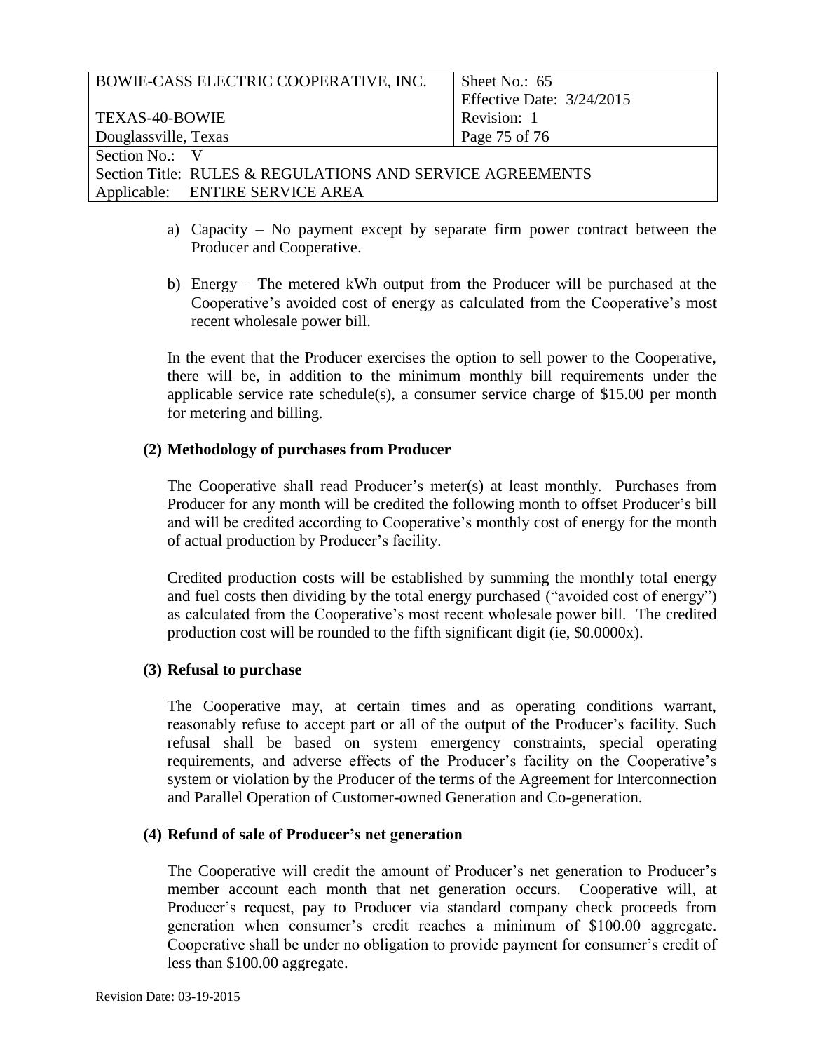a) Capacity – No payment except by separate firm power contract between the Producer and Cooperative.

b) Energy – The metered kWh output from the Producer will be purchased at the Cooperative's avoided cost of energy as calculated from the Cooperative's most recent wholesale power bill.

In the event that the Producer exercises the option to sell power to the Cooperative, there will be, in addition to the minimum monthly bill requirements under the applicable service rate schedule(s), a consumer service charge of $15.00 per month for metering and billing.

**(2) Methodology of purchases from Producer**

The Cooperative shall read Producer's meter(s) at least monthly. Purchases from Producer for any month will be credited the following month to offset Producer's bill and will be credited according to Cooperative's monthly cost of energy for the month of actual production by Producer's facility.

Credited production costs will be established by summing the monthly total energy and fuel costs then dividing by the total energy purchased ("avoided cost of energy") as calculated from the Cooperative's most recent wholesale power bill. The credited production cost will be rounded to the fifth significant digit (ie, $0.0000x).

**(3) Refusal to purchase**

The Cooperative may, at certain times and as operating conditions warrant, reasonably refuse to accept part or all of the output of the Producer's facility. Such refusal shall be based on system emergency constraints, special operating requirements, and adverse effects of the Producer's facility on the Cooperative's system or violation by the Producer of the terms of the Agreement for Interconnection and Parallel Operation of Customer-owned Generation and Co-generation.

**(4) Refund of sale of Producer's net generation**

The Cooperative will credit the amount of Producer's net generation to Producer's member account each month that net generation occurs. Cooperative will, at Producer's request, pay to Producer via standard company check proceeds from generation when consumer's credit reaches a minimum of $100.00 aggregate. Cooperative shall be under no obligation to provide payment for consumer's credit of less than $100.00 aggregate.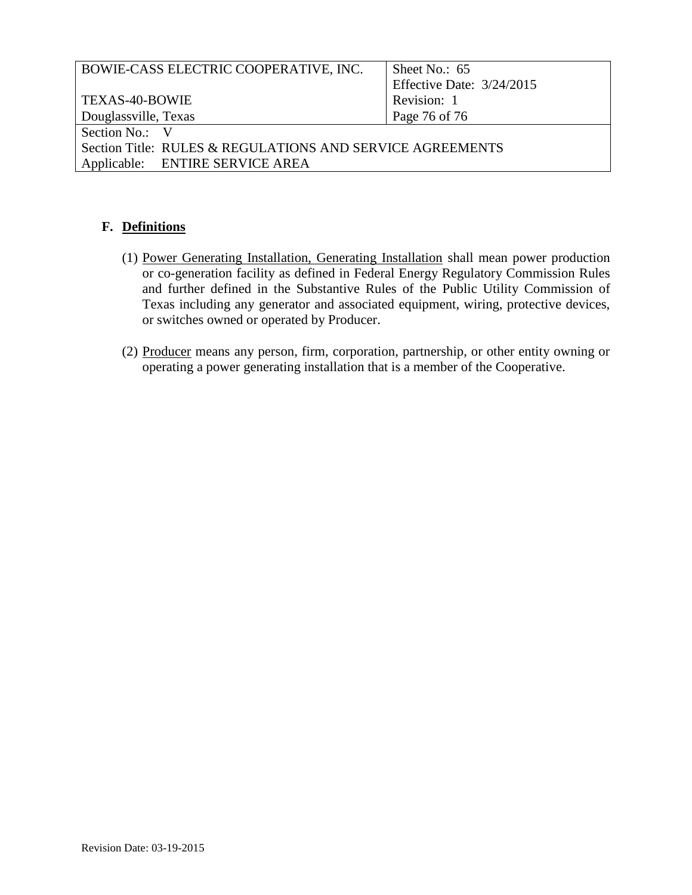**F. Definitions**

(1) Power Generating Installation, Generating Installation shall mean power production or co-generation facility as defined in Federal Energy Regulatory Commission Rules and further defined in the Substantive Rules of the Public Utility Commission of Texas including any generator and associated equipment, wiring, protective devices, or switches owned or operated by Producer.

(2) Producer means any person, firm, corporation, partnership, or other entity owning or operating a power generating installation that is a member of the Cooperative.